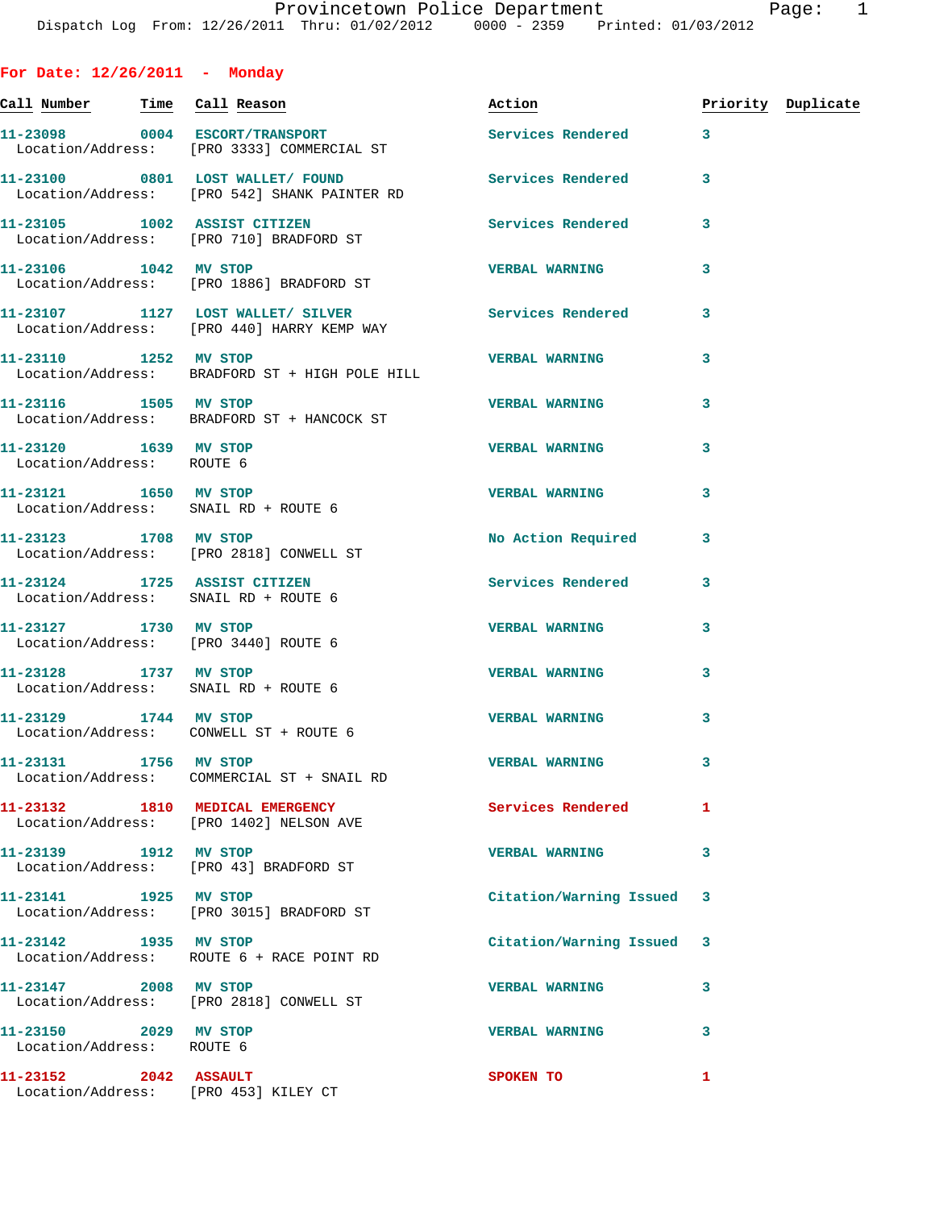Dispatch Log From: 12/26/2011 Thru: 01/02/2012 0000 - 2359 Printed: 01/03/2012

## For Date: 12/26/2011 - Monday

| Call Number | Time | Call Reason | Action | Priority | Duplicate |
|---|---|---|---|---|---|
| 11-23098 | 0004 | ESCORT/TRANSPORT | Services Rendered | 3 | |
| Location/Address: | | [PRO 3333] COMMERCIAL ST | | | |
| 11-23100 | 0801 | LOST WALLET/ FOUND | Services Rendered | 3 | |
| Location/Address: | | [PRO 542] SHANK PAINTER RD | | | |
| 11-23105 | 1002 | ASSIST CITIZEN | Services Rendered | 3 | |
| Location/Address: | | [PRO 710] BRADFORD ST | | | |
| 11-23106 | 1042 | MV STOP | VERBAL WARNING | 3 | |
| Location/Address: | | [PRO 1886] BRADFORD ST | | | |
| 11-23107 | 1127 | LOST WALLET/ SILVER | Services Rendered | 3 | |
| Location/Address: | | [PRO 440] HARRY KEMP WAY | | | |
| 11-23110 | 1252 | MV STOP | VERBAL WARNING | 3 | |
| Location/Address: | | BRADFORD ST + HIGH POLE HILL | | | |
| 11-23116 | 1505 | MV STOP | VERBAL WARNING | 3 | |
| Location/Address: | | BRADFORD ST + HANCOCK ST | | | |
| 11-23120 | 1639 | MV STOP | VERBAL WARNING | 3 | |
| Location/Address: | | ROUTE 6 | | | |
| 11-23121 | 1650 | MV STOP | VERBAL WARNING | 3 | |
| Location/Address: | | SNAIL RD + ROUTE 6 | | | |
| 11-23123 | 1708 | MV STOP | No Action Required | 3 | |
| Location/Address: | | [PRO 2818] CONWELL ST | | | |
| 11-23124 | 1725 | ASSIST CITIZEN | Services Rendered | 3 | |
| Location/Address: | | SNAIL RD + ROUTE 6 | | | |
| 11-23127 | 1730 | MV STOP | VERBAL WARNING | 3 | |
| Location/Address: | | [PRO 3440] ROUTE 6 | | | |
| 11-23128 | 1737 | MV STOP | VERBAL WARNING | 3 | |
| Location/Address: | | SNAIL RD + ROUTE 6 | | | |
| 11-23129 | 1744 | MV STOP | VERBAL WARNING | 3 | |
| Location/Address: | | CONWELL ST + ROUTE 6 | | | |
| 11-23131 | 1756 | MV STOP | VERBAL WARNING | 3 | |
| Location/Address: | | COMMERCIAL ST + SNAIL RD | | | |
| 11-23132 | 1810 | MEDICAL EMERGENCY | Services Rendered | 1 | |
| Location/Address: | | [PRO 1402] NELSON AVE | | | |
| 11-23139 | 1912 | MV STOP | VERBAL WARNING | 3 | |
| Location/Address: | | [PRO 43] BRADFORD ST | | | |
| 11-23141 | 1925 | MV STOP | Citation/Warning Issued | 3 | |
| Location/Address: | | [PRO 3015] BRADFORD ST | | | |
| 11-23142 | 1935 | MV STOP | Citation/Warning Issued | 3 | |
| Location/Address: | | ROUTE 6 + RACE POINT RD | | | |
| 11-23147 | 2008 | MV STOP | VERBAL WARNING | 3 | |
| Location/Address: | | [PRO 2818] CONWELL ST | | | |
| 11-23150 | 2029 | MV STOP | VERBAL WARNING | 3 | |
| Location/Address: | | ROUTE 6 | | | |
| 11-23152 | 2042 | ASSAULT | SPOKEN TO | 1 | |
| Location/Address: | | [PRO 453] KILEY CT | | | |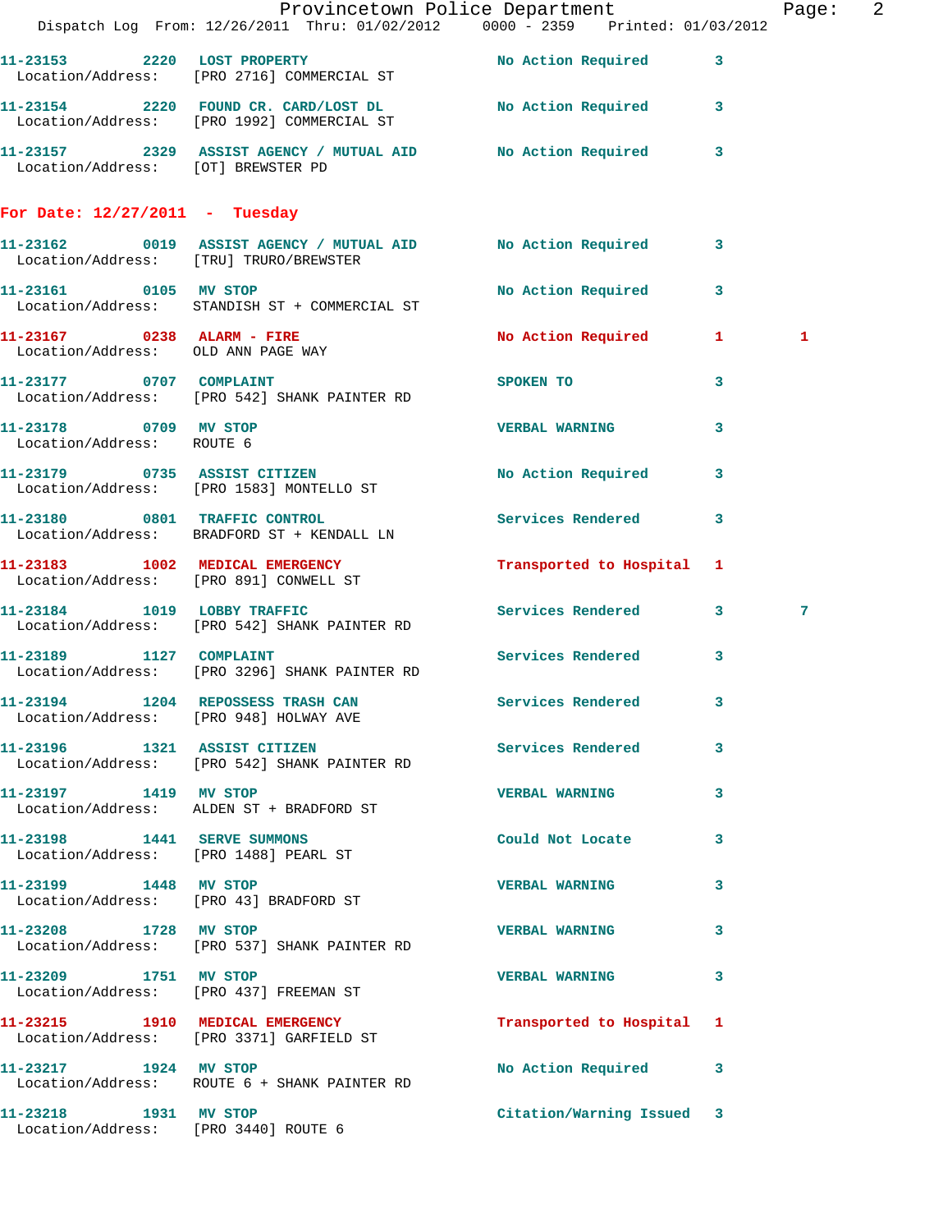11-23153 2220 LOST PROPERTY No Action Required 3
Location/Address: [PRO 2716] COMMERCIAL ST

11-23154 2220 FOUND CR. CARD/LOST DL No Action Required 3
Location/Address: [PRO 1992] COMMERCIAL ST

11-23157 2329 ASSIST AGENCY / MUTUAL AID No Action Required 3
Location/Address: [OT] BREWSTER PD

**For Date: 12/27/2011 - Tuesday**

11-23162 0019 ASSIST AGENCY / MUTUAL AID No Action Required 3
Location/Address: [TRU] TRURO/BREWSTER

11-23161 0105 MV STOP No Action Required 3
Location/Address: STANDISH ST + COMMERCIAL ST

11-23167 0238 ALARM - FIRE No Action Required 1 1
Location/Address: OLD ANN PAGE WAY

11-23177 0707 COMPLAINT SPOKEN TO 3
Location/Address: [PRO 542] SHANK PAINTER RD

11-23178 0709 MV STOP VERBAL WARNING 3
Location/Address: ROUTE 6

11-23179 0735 ASSIST CITIZEN No Action Required 3
Location/Address: [PRO 1583] MONTELLO ST

11-23180 0801 TRAFFIC CONTROL Services Rendered 3
Location/Address: BRADFORD ST + KENDALL LN

11-23183 1002 MEDICAL EMERGENCY Transported to Hospital 1
Location/Address: [PRO 891] CONWELL ST

11-23184 1019 LOBBY TRAFFIC Services Rendered 3 7
Location/Address: [PRO 542] SHANK PAINTER RD

11-23189 1127 COMPLAINT Services Rendered 3
Location/Address: [PRO 3296] SHANK PAINTER RD

11-23194 1204 REPOSSESS TRASH CAN Services Rendered 3
Location/Address: [PRO 948] HOLWAY AVE

11-23196 1321 ASSIST CITIZEN Services Rendered 3
Location/Address: [PRO 542] SHANK PAINTER RD

11-23197 1419 MV STOP VERBAL WARNING 3
Location/Address: ALDEN ST + BRADFORD ST

11-23198 1441 SERVE SUMMONS Could Not Locate 3
Location/Address: [PRO 1488] PEARL ST

11-23199 1448 MV STOP VERBAL WARNING 3
Location/Address: [PRO 43] BRADFORD ST

11-23208 1728 MV STOP VERBAL WARNING 3
Location/Address: [PRO 537] SHANK PAINTER RD

11-23209 1751 MV STOP VERBAL WARNING 3
Location/Address: [PRO 437] FREEMAN ST

11-23215 1910 MEDICAL EMERGENCY Transported to Hospital 1
Location/Address: [PRO 3371] GARFIELD ST

11-23217 1924 MV STOP No Action Required 3
Location/Address: ROUTE 6 + SHANK PAINTER RD

11-23218 1931 MV STOP Citation/Warning Issued 3
Location/Address: [PRO 3440] ROUTE 6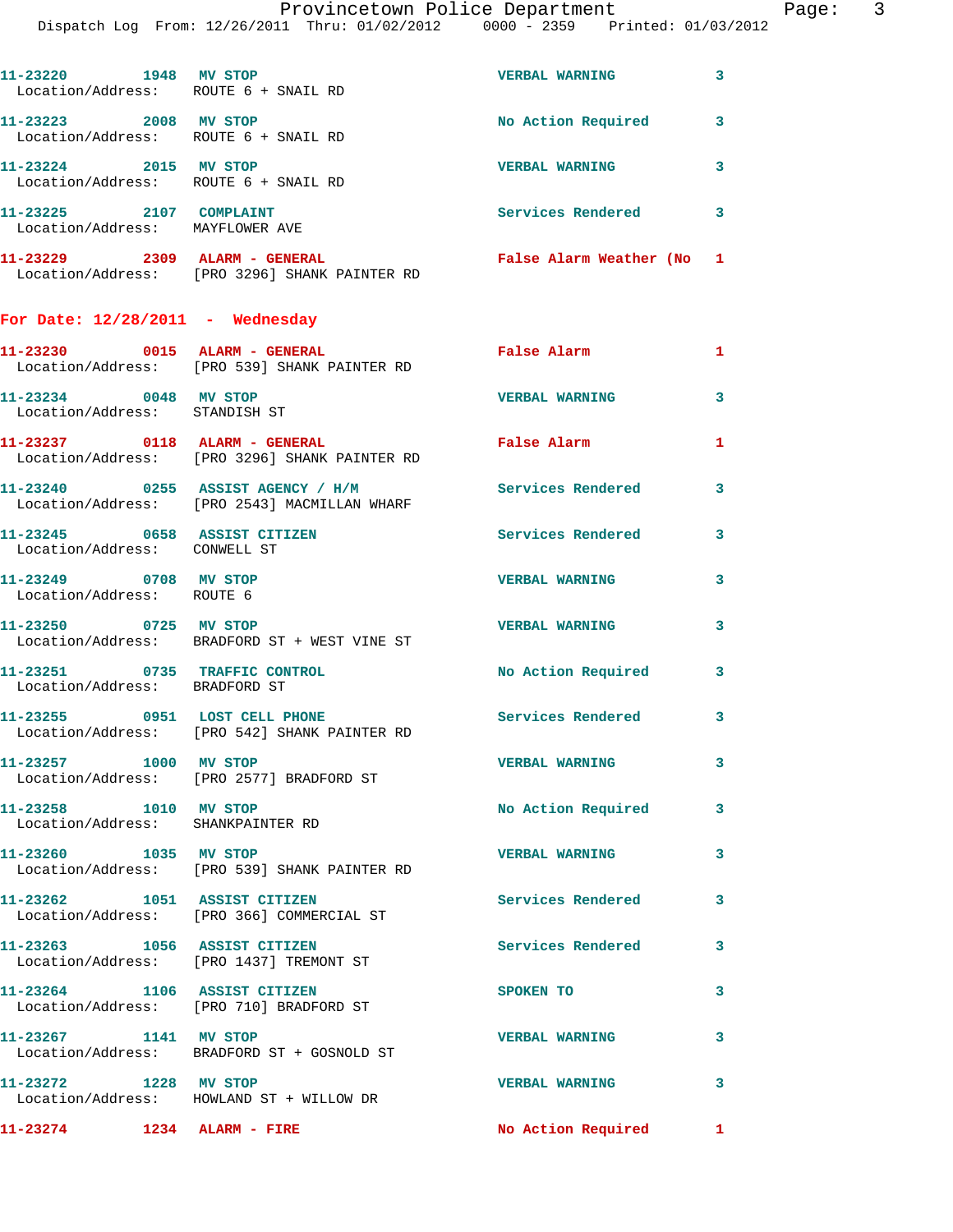11-23220 1948 MV STOP VERBAL WARNING 3
Location/Address: ROUTE 6 + SNAIL RD

11-23223 2008 MV STOP No Action Required 3
Location/Address: ROUTE 6 + SNAIL RD

11-23224 2015 MV STOP VERBAL WARNING 3
Location/Address: ROUTE 6 + SNAIL RD

11-23225 2107 COMPLAINT Services Rendered 3
Location/Address: MAYFLOWER AVE

11-23229 2309 ALARM - GENERAL False Alarm Weather (No 1
Location/Address: [PRO 3296] SHANK PAINTER RD

## For Date: 12/28/2011 - Wednesday

11-23230 0015 ALARM - GENERAL False Alarm 1
Location/Address: [PRO 539] SHANK PAINTER RD

11-23234 0048 MV STOP VERBAL WARNING 3
Location/Address: STANDISH ST

11-23237 0118 ALARM - GENERAL False Alarm 1
Location/Address: [PRO 3296] SHANK PAINTER RD

11-23240 0255 ASSIST AGENCY / H/M Services Rendered 3
Location/Address: [PRO 2543] MACMILLAN WHARF

11-23245 0658 ASSIST CITIZEN Services Rendered 3
Location/Address: CONWELL ST

11-23249 0708 MV STOP VERBAL WARNING 3
Location/Address: ROUTE 6

11-23250 0725 MV STOP VERBAL WARNING 3
Location/Address: BRADFORD ST + WEST VINE ST

11-23251 0735 TRAFFIC CONTROL No Action Required 3
Location/Address: BRADFORD ST

11-23255 0951 LOST CELL PHONE Services Rendered 3
Location/Address: [PRO 542] SHANK PAINTER RD

11-23257 1000 MV STOP VERBAL WARNING 3
Location/Address: [PRO 2577] BRADFORD ST

11-23258 1010 MV STOP No Action Required 3
Location/Address: SHANKPAINTER RD

11-23260 1035 MV STOP VERBAL WARNING 3
Location/Address: [PRO 539] SHANK PAINTER RD

11-23262 1051 ASSIST CITIZEN Services Rendered 3
Location/Address: [PRO 366] COMMERCIAL ST

11-23263 1056 ASSIST CITIZEN Services Rendered 3
Location/Address: [PRO 1437] TREMONT ST

11-23264 1106 ASSIST CITIZEN SPOKEN TO 3
Location/Address: [PRO 710] BRADFORD ST

11-23267 1141 MV STOP VERBAL WARNING 3
Location/Address: BRADFORD ST + GOSNOLD ST

11-23272 1228 MV STOP VERBAL WARNING 3
Location/Address: HOWLAND ST + WILLOW DR

11-23274 1234 ALARM - FIRE No Action Required 1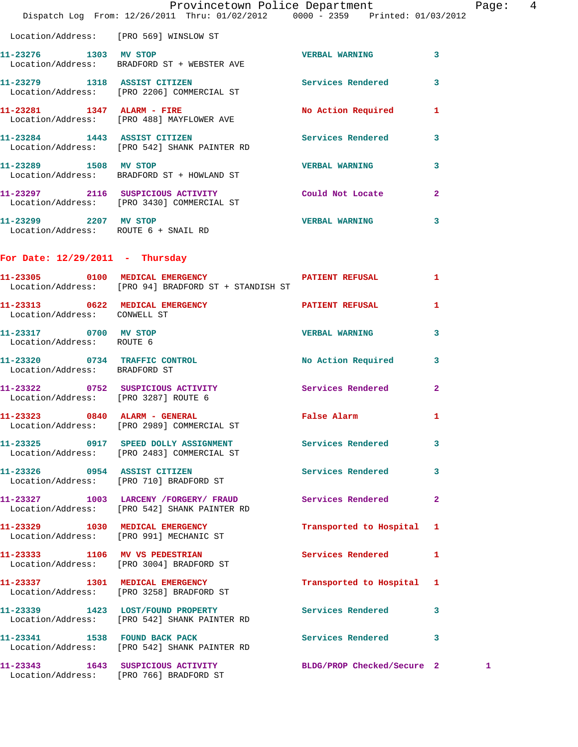Location/Address: [PRO 569] WINSLOW ST

11-23276 1303 MV STOP VERBAL WARNING 3
Location/Address: BRADFORD ST + WEBSTER AVE

11-23279 1318 ASSIST CITIZEN Services Rendered 3
Location/Address: [PRO 2206] COMMERCIAL ST

11-23281 1347 ALARM - FIRE No Action Required 1
Location/Address: [PRO 488] MAYFLOWER AVE

11-23284 1443 ASSIST CITIZEN Services Rendered 3
Location/Address: [PRO 542] SHANK PAINTER RD

11-23289 1508 MV STOP VERBAL WARNING 3
Location/Address: BRADFORD ST + HOWLAND ST

11-23297 2116 SUSPICIOUS ACTIVITY Could Not Locate 2
Location/Address: [PRO 3430] COMMERCIAL ST

11-23299 2207 MV STOP VERBAL WARNING 3
Location/Address: ROUTE 6 + SNAIL RD

## For Date: 12/29/2011 - Thursday

11-23305 0100 MEDICAL EMERGENCY PATIENT REFUSAL 1
Location/Address: [PRO 94] BRADFORD ST + STANDISH ST

11-23313 0622 MEDICAL EMERGENCY PATIENT REFUSAL 1
Location/Address: CONWELL ST

11-23317 0700 MV STOP VERBAL WARNING 3
Location/Address: ROUTE 6

11-23320 0734 TRAFFIC CONTROL No Action Required 3
Location/Address: BRADFORD ST

11-23322 0752 SUSPICIOUS ACTIVITY Services Rendered 2
Location/Address: [PRO 3287] ROUTE 6

11-23323 0840 ALARM - GENERAL False Alarm 1
Location/Address: [PRO 2989] COMMERCIAL ST

11-23325 0917 SPEED DOLLY ASSIGNMENT Services Rendered 3
Location/Address: [PRO 2483] COMMERCIAL ST

11-23326 0954 ASSIST CITIZEN Services Rendered 3
Location/Address: [PRO 710] BRADFORD ST

11-23327 1003 LARCENY /FORGERY/ FRAUD Services Rendered 2
Location/Address: [PRO 542] SHANK PAINTER RD

11-23329 1030 MEDICAL EMERGENCY Transported to Hospital 1
Location/Address: [PRO 991] MECHANIC ST

11-23333 1106 MV VS PEDESTRIAN Services Rendered 1
Location/Address: [PRO 3004] BRADFORD ST

11-23337 1301 MEDICAL EMERGENCY Transported to Hospital 1
Location/Address: [PRO 3258] BRADFORD ST

11-23339 1423 LOST/FOUND PROPERTY Services Rendered 3
Location/Address: [PRO 542] SHANK PAINTER RD

11-23341 1538 FOUND BACK PACK Services Rendered 3
Location/Address: [PRO 542] SHANK PAINTER RD

11-23343 1643 SUSPICIOUS ACTIVITY BLDG/PROP Checked/Secure 2 1
Location/Address: [PRO 766] BRADFORD ST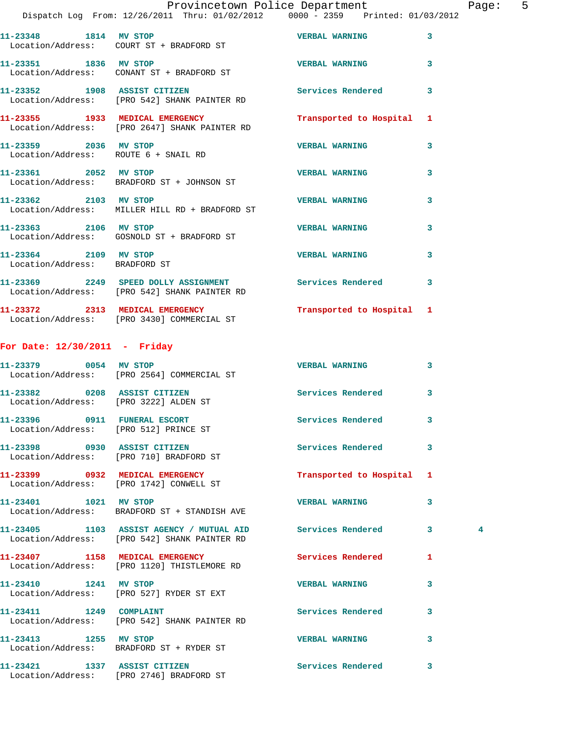11-23348 1814 MV STOP VERBAL WARNING 3
Location/Address: COURT ST + BRADFORD ST

11-23351 1836 MV STOP VERBAL WARNING 3
Location/Address: CONANT ST + BRADFORD ST

11-23352 1908 ASSIST CITIZEN Services Rendered 3
Location/Address: [PRO 542] SHANK PAINTER RD

11-23355 1933 MEDICAL EMERGENCY Transported to Hospital 1
Location/Address: [PRO 2647] SHANK PAINTER RD

11-23359 2036 MV STOP VERBAL WARNING 3
Location/Address: ROUTE 6 + SNAIL RD

11-23361 2052 MV STOP VERBAL WARNING 3
Location/Address: BRADFORD ST + JOHNSON ST

11-23362 2103 MV STOP VERBAL WARNING 3
Location/Address: MILLER HILL RD + BRADFORD ST

11-23363 2106 MV STOP VERBAL WARNING 3
Location/Address: GOSNOLD ST + BRADFORD ST

11-23364 2109 MV STOP VERBAL WARNING 3
Location/Address: BRADFORD ST

11-23369 2249 SPEED DOLLY ASSIGNMENT Services Rendered 3
Location/Address: [PRO 542] SHANK PAINTER RD

11-23372 2313 MEDICAL EMERGENCY Transported to Hospital 1
Location/Address: [PRO 3430] COMMERCIAL ST

## For Date: 12/30/2011 - Friday

11-23379 0054 MV STOP VERBAL WARNING 3
Location/Address: [PRO 2564] COMMERCIAL ST

11-23382 0208 ASSIST CITIZEN Services Rendered 3
Location/Address: [PRO 3222] ALDEN ST

11-23396 0911 FUNERAL ESCORT Services Rendered 3
Location/Address: [PRO 512] PRINCE ST

11-23398 0930 ASSIST CITIZEN Services Rendered 3
Location/Address: [PRO 710] BRADFORD ST

11-23399 0932 MEDICAL EMERGENCY Transported to Hospital 1
Location/Address: [PRO 1742] CONWELL ST

11-23401 1021 MV STOP VERBAL WARNING 3
Location/Address: BRADFORD ST + STANDISH AVE

11-23405 1103 ASSIST AGENCY / MUTUAL AID Services Rendered 3 4
Location/Address: [PRO 542] SHANK PAINTER RD

11-23407 1158 MEDICAL EMERGENCY Services Rendered 1
Location/Address: [PRO 1120] THISTLEMORE RD

11-23410 1241 MV STOP VERBAL WARNING 3
Location/Address: [PRO 527] RYDER ST EXT

11-23411 1249 COMPLAINT Services Rendered 3
Location/Address: [PRO 542] SHANK PAINTER RD

11-23413 1255 MV STOP VERBAL WARNING 3
Location/Address: BRADFORD ST + RYDER ST

11-23421 1337 ASSIST CITIZEN Services Rendered 3
Location/Address: [PRO 2746] BRADFORD ST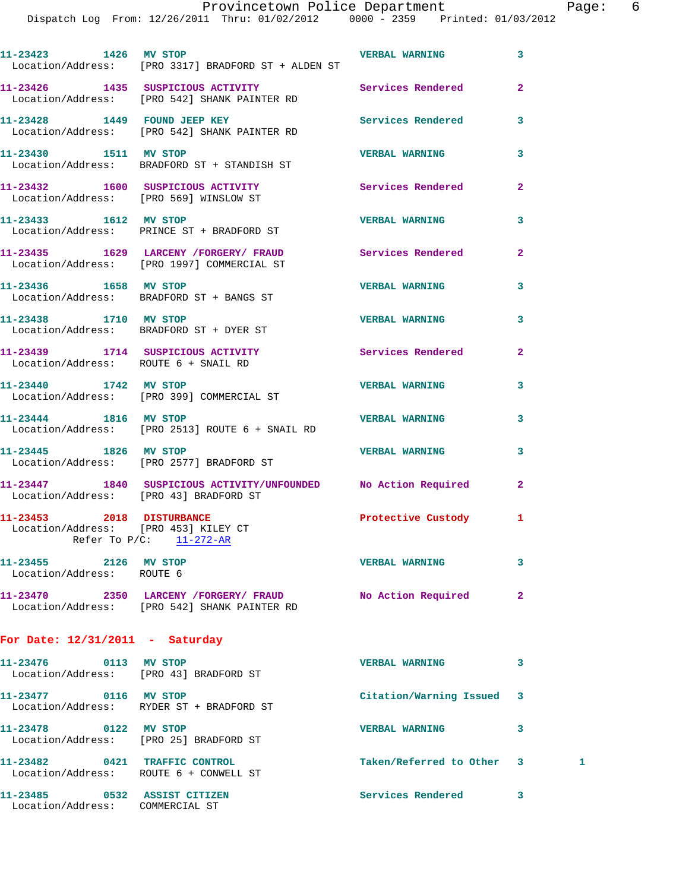11-23423 1426 MV STOP VERBAL WARNING 3
Location/Address: [PRO 3317] BRADFORD ST + ALDEN ST

11-23426 1435 SUSPICIOUS ACTIVITY Services Rendered 2
Location/Address: [PRO 542] SHANK PAINTER RD

11-23428 1449 FOUND JEEP KEY Services Rendered 3
Location/Address: [PRO 542] SHANK PAINTER RD

11-23430 1511 MV STOP VERBAL WARNING 3
Location/Address: BRADFORD ST + STANDISH ST

11-23432 1600 SUSPICIOUS ACTIVITY Services Rendered 2
Location/Address: [PRO 569] WINSLOW ST

11-23433 1612 MV STOP VERBAL WARNING 3
Location/Address: PRINCE ST + BRADFORD ST

11-23435 1629 LARCENY /FORGERY/ FRAUD Services Rendered 2
Location/Address: [PRO 1997] COMMERCIAL ST

11-23436 1658 MV STOP VERBAL WARNING 3
Location/Address: BRADFORD ST + BANGS ST

11-23438 1710 MV STOP VERBAL WARNING 3
Location/Address: BRADFORD ST + DYER ST

11-23439 1714 SUSPICIOUS ACTIVITY Services Rendered 2
Location/Address: ROUTE 6 + SNAIL RD

11-23440 1742 MV STOP VERBAL WARNING 3
Location/Address: [PRO 399] COMMERCIAL ST

11-23444 1816 MV STOP VERBAL WARNING 3
Location/Address: [PRO 2513] ROUTE 6 + SNAIL RD

11-23445 1826 MV STOP VERBAL WARNING 3
Location/Address: [PRO 2577] BRADFORD ST

11-23447 1840 SUSPICIOUS ACTIVITY/UNFOUNDED No Action Required 2
Location/Address: [PRO 43] BRADFORD ST

11-23453 2018 DISTURBANCE Protective Custody 1
Location/Address: [PRO 453] KILEY CT
Refer To P/C: 11-272-AR

11-23455 2126 MV STOP VERBAL WARNING 3
Location/Address: ROUTE 6

11-23470 2350 LARCENY /FORGERY/ FRAUD No Action Required 2
Location/Address: [PRO 542] SHANK PAINTER RD

## For Date: 12/31/2011 - Saturday

11-23476 0113 MV STOP VERBAL WARNING 3
Location/Address: [PRO 43] BRADFORD ST

11-23477 0116 MV STOP Citation/Warning Issued 3
Location/Address: RYDER ST + BRADFORD ST

11-23478 0122 MV STOP VERBAL WARNING 3
Location/Address: [PRO 25] BRADFORD ST

11-23482 0421 TRAFFIC CONTROL Taken/Referred to Other 3 1
Location/Address: ROUTE 6 + CONWELL ST

11-23485 0532 ASSIST CITIZEN Services Rendered 3
Location/Address: COMMERCIAL ST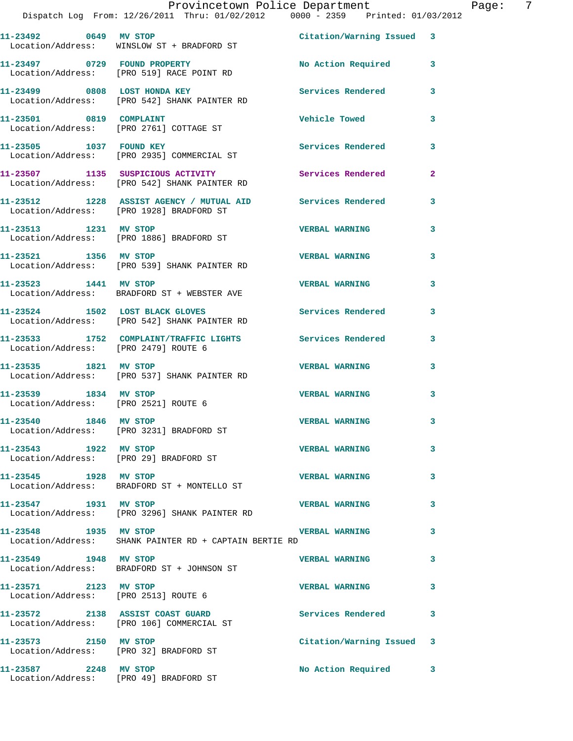11-23492 0649 MV STOP Citation/Warning Issued 3
Location/Address: WINSLOW ST + BRADFORD ST

11-23497 0729 FOUND PROPERTY No Action Required 3
Location/Address: [PRO 519] RACE POINT RD

11-23499 0808 LOST HONDA KEY Services Rendered 3
Location/Address: [PRO 542] SHANK PAINTER RD

11-23501 0819 COMPLAINT Vehicle Towed 3
Location/Address: [PRO 2761] COTTAGE ST

11-23505 1037 FOUND KEY Services Rendered 3
Location/Address: [PRO 2935] COMMERCIAL ST

11-23507 1135 SUSPICIOUS ACTIVITY Services Rendered 2
Location/Address: [PRO 542] SHANK PAINTER RD

11-23512 1228 ASSIST AGENCY / MUTUAL AID Services Rendered 3
Location/Address: [PRO 1928] BRADFORD ST

11-23513 1231 MV STOP VERBAL WARNING 3
Location/Address: [PRO 1886] BRADFORD ST

11-23521 1356 MV STOP VERBAL WARNING 3
Location/Address: [PRO 539] SHANK PAINTER RD

11-23523 1441 MV STOP VERBAL WARNING 3
Location/Address: BRADFORD ST + WEBSTER AVE

11-23524 1502 LOST BLACK GLOVES Services Rendered 3
Location/Address: [PRO 542] SHANK PAINTER RD

11-23533 1752 COMPLAINT/TRAFFIC LIGHTS Services Rendered 3
Location/Address: [PRO 2479] ROUTE 6

11-23535 1821 MV STOP VERBAL WARNING 3
Location/Address: [PRO 537] SHANK PAINTER RD

11-23539 1834 MV STOP VERBAL WARNING 3
Location/Address: [PRO 2521] ROUTE 6

11-23540 1846 MV STOP VERBAL WARNING 3
Location/Address: [PRO 3231] BRADFORD ST

11-23543 1922 MV STOP VERBAL WARNING 3
Location/Address: [PRO 29] BRADFORD ST

11-23545 1928 MV STOP VERBAL WARNING 3
Location/Address: BRADFORD ST + MONTELLO ST

11-23547 1931 MV STOP VERBAL WARNING 3
Location/Address: [PRO 3296] SHANK PAINTER RD

11-23548 1935 MV STOP VERBAL WARNING 3
Location/Address: SHANK PAINTER RD + CAPTAIN BERTIE RD

11-23549 1948 MV STOP VERBAL WARNING 3
Location/Address: BRADFORD ST + JOHNSON ST

11-23571 2123 MV STOP VERBAL WARNING 3
Location/Address: [PRO 2513] ROUTE 6

11-23572 2138 ASSIST COAST GUARD Services Rendered 3
Location/Address: [PRO 106] COMMERCIAL ST

11-23573 2150 MV STOP Citation/Warning Issued 3
Location/Address: [PRO 32] BRADFORD ST

11-23587 2248 MV STOP No Action Required 3
Location/Address: [PRO 49] BRADFORD ST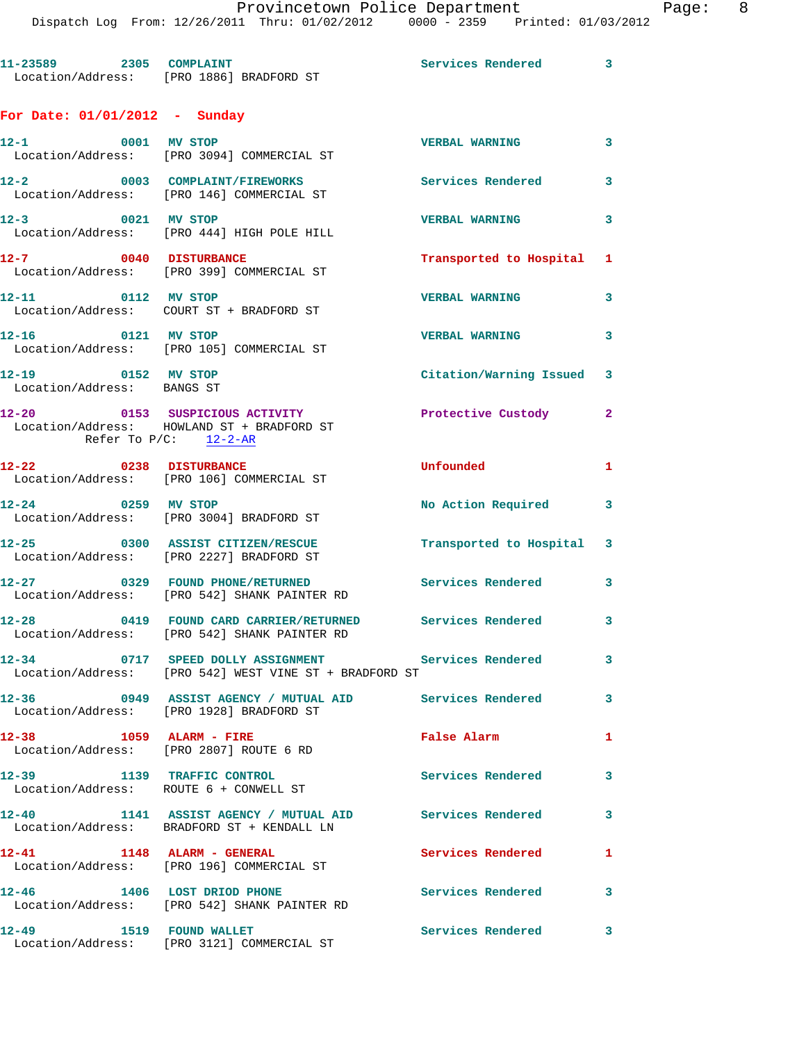11-23589 2305 COMPLAINT Services Rendered 3
Location/Address: [PRO 1886] BRADFORD ST

## For Date: 01/01/2012 - Sunday

12-1 0001 MV STOP VERBAL WARNING 3
Location/Address: [PRO 3094] COMMERCIAL ST

12-2 0003 COMPLAINT/FIREWORKS Services Rendered 3
Location/Address: [PRO 146] COMMERCIAL ST

12-3 0021 MV STOP VERBAL WARNING 3
Location/Address: [PRO 444] HIGH POLE HILL

12-7 0040 DISTURBANCE Transported to Hospital 1
Location/Address: [PRO 399] COMMERCIAL ST

12-11 0112 MV STOP VERBAL WARNING 3
Location/Address: COURT ST + BRADFORD ST

12-16 0121 MV STOP VERBAL WARNING 3
Location/Address: [PRO 105] COMMERCIAL ST

12-19 0152 MV STOP Citation/Warning Issued 3
Location/Address: BANGS ST

12-20 0153 SUSPICIOUS ACTIVITY Protective Custody 2
Location/Address: HOWLAND ST + BRADFORD ST
Refer To P/C: 12-2-AR

12-22 0238 DISTURBANCE Unfounded 1
Location/Address: [PRO 106] COMMERCIAL ST

12-24 0259 MV STOP No Action Required 3
Location/Address: [PRO 3004] BRADFORD ST

12-25 0300 ASSIST CITIZEN/RESCUE Transported to Hospital 3
Location/Address: [PRO 2227] BRADFORD ST

12-27 0329 FOUND PHONE/RETURNED Services Rendered 3
Location/Address: [PRO 542] SHANK PAINTER RD

12-28 0419 FOUND CARD CARRIER/RETURNED Services Rendered 3
Location/Address: [PRO 542] SHANK PAINTER RD

12-34 0717 SPEED DOLLY ASSIGNMENT Services Rendered 3
Location/Address: [PRO 542] WEST VINE ST + BRADFORD ST

12-36 0949 ASSIST AGENCY / MUTUAL AID Services Rendered 3
Location/Address: [PRO 1928] BRADFORD ST

12-38 1059 ALARM - FIRE False Alarm 1
Location/Address: [PRO 2807] ROUTE 6 RD

12-39 1139 TRAFFIC CONTROL Services Rendered 3
Location/Address: ROUTE 6 + CONWELL ST

12-40 1141 ASSIST AGENCY / MUTUAL AID Services Rendered 3
Location/Address: BRADFORD ST + KENDALL LN

12-41 1148 ALARM - GENERAL Services Rendered 1
Location/Address: [PRO 196] COMMERCIAL ST

12-46 1406 LOST DRIOD PHONE Services Rendered 3
Location/Address: [PRO 542] SHANK PAINTER RD

12-49 1519 FOUND WALLET Services Rendered 3
Location/Address: [PRO 3121] COMMERCIAL ST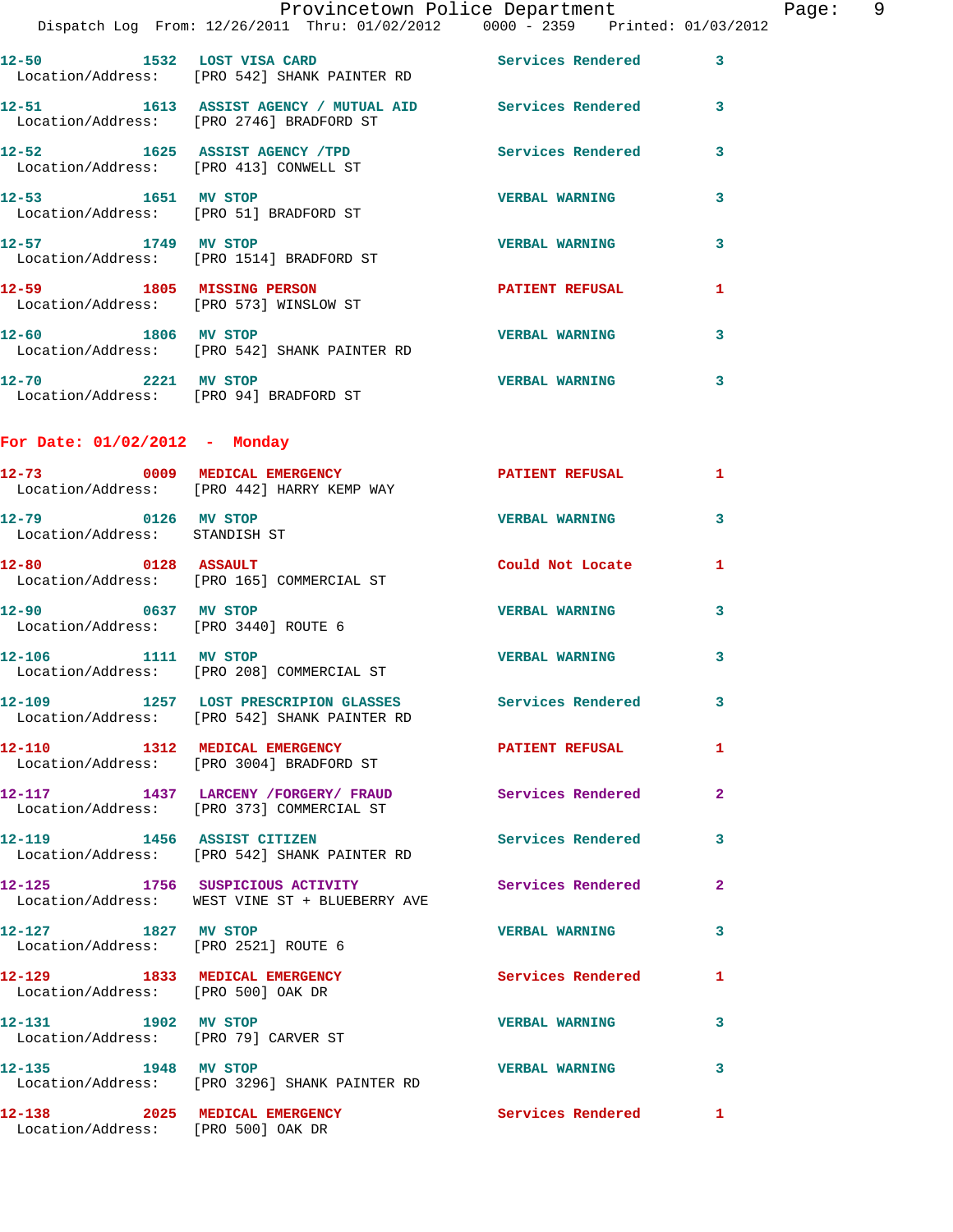12-50 1532 LOST VISA CARD Services Rendered 3
Location/Address: [PRO 542] SHANK PAINTER RD

12-51 1613 ASSIST AGENCY / MUTUAL AID Services Rendered 3
Location/Address: [PRO 2746] BRADFORD ST

12-52 1625 ASSIST AGENCY /TPD Services Rendered 3
Location/Address: [PRO 413] CONWELL ST

12-53 1651 MV STOP VERBAL WARNING 3
Location/Address: [PRO 51] BRADFORD ST

12-57 1749 MV STOP VERBAL WARNING 3
Location/Address: [PRO 1514] BRADFORD ST

12-59 1805 MISSING PERSON PATIENT REFUSAL 1
Location/Address: [PRO 573] WINSLOW ST

12-60 1806 MV STOP VERBAL WARNING 3
Location/Address: [PRO 542] SHANK PAINTER RD

12-70 2221 MV STOP VERBAL WARNING 3
Location/Address: [PRO 94] BRADFORD ST

## For Date: 01/02/2012 - Monday

12-73 0009 MEDICAL EMERGENCY PATIENT REFUSAL 1
Location/Address: [PRO 442] HARRY KEMP WAY

12-79 0126 MV STOP VERBAL WARNING 3
Location/Address: STANDISH ST

12-80 0128 ASSAULT Could Not Locate 1
Location/Address: [PRO 165] COMMERCIAL ST

12-90 0637 MV STOP VERBAL WARNING 3
Location/Address: [PRO 3440] ROUTE 6

12-106 1111 MV STOP VERBAL WARNING 3
Location/Address: [PRO 208] COMMERCIAL ST

12-109 1257 LOST PRESCRIPION GLASSES Services Rendered 3
Location/Address: [PRO 542] SHANK PAINTER RD

12-110 1312 MEDICAL EMERGENCY PATIENT REFUSAL 1
Location/Address: [PRO 3004] BRADFORD ST

12-117 1437 LARCENY /FORGERY/ FRAUD Services Rendered 2
Location/Address: [PRO 373] COMMERCIAL ST

12-119 1456 ASSIST CITIZEN Services Rendered 3
Location/Address: [PRO 542] SHANK PAINTER RD

12-125 1756 SUSPICIOUS ACTIVITY Services Rendered 2
Location/Address: WEST VINE ST + BLUEBERRY AVE

12-127 1827 MV STOP VERBAL WARNING 3
Location/Address: [PRO 2521] ROUTE 6

12-129 1833 MEDICAL EMERGENCY Services Rendered 1
Location/Address: [PRO 500] OAK DR

12-131 1902 MV STOP VERBAL WARNING 3
Location/Address: [PRO 79] CARVER ST

12-135 1948 MV STOP VERBAL WARNING 3
Location/Address: [PRO 3296] SHANK PAINTER RD

12-138 2025 MEDICAL EMERGENCY Services Rendered 1
Location/Address: [PRO 500] OAK DR